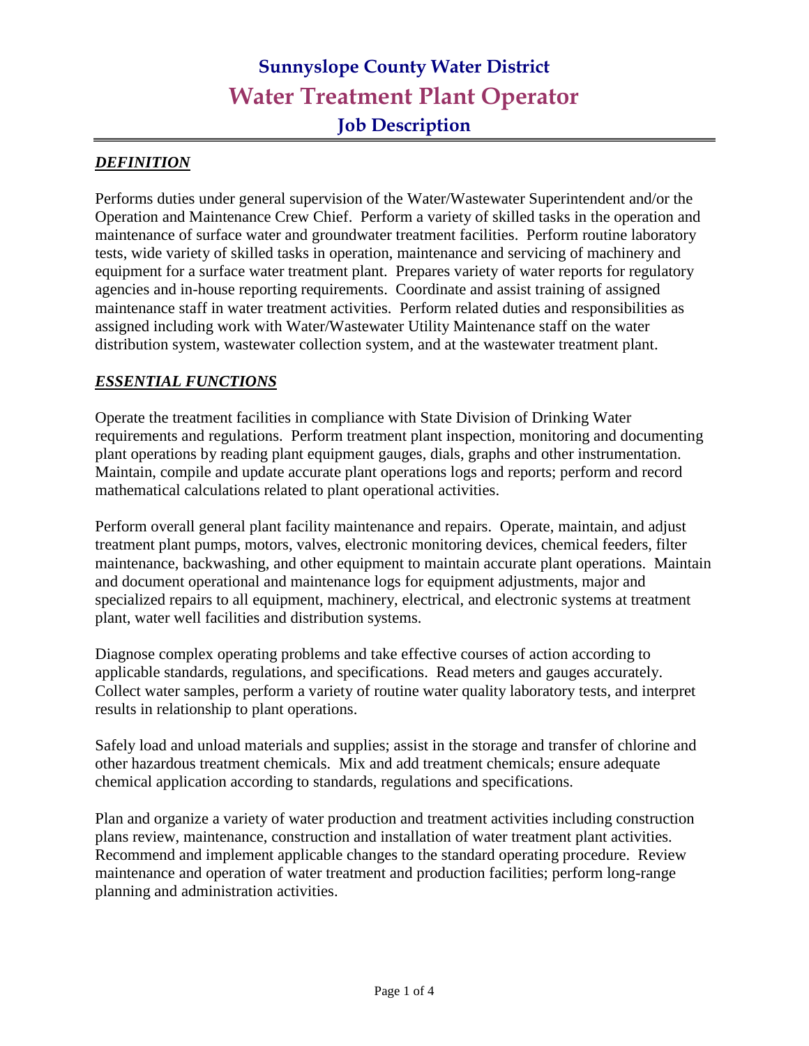# Sunnyslope County Water District

# Water Treatment Plant Operator

## Job Description

### ***DEFINITION***

Performs duties under general supervision of the Water/Wastewater Superintendent and/or the Operation and Maintenance Crew Chief. Perform a variety of skilled tasks in the operation and maintenance of surface water and groundwater treatment facilities. Perform routine laboratory tests, wide variety of skilled tasks in operation, maintenance and servicing of machinery and equipment for a surface water treatment plant. Prepares variety of water reports for regulatory agencies and in-house reporting requirements. Coordinate and assist training of assigned maintenance staff in water treatment activities. Perform related duties and responsibilities as assigned including work with Water/Wastewater Utility Maintenance staff on the water distribution system, wastewater collection system, and at the wastewater treatment plant.

### ***ESSENTIAL FUNCTIONS***

Operate the treatment facilities in compliance with State Division of Drinking Water requirements and regulations. Perform treatment plant inspection, monitoring and documenting plant operations by reading plant equipment gauges, dials, graphs and other instrumentation. Maintain, compile and update accurate plant operations logs and reports; perform and record mathematical calculations related to plant operational activities.

Perform overall general plant facility maintenance and repairs. Operate, maintain, and adjust treatment plant pumps, motors, valves, electronic monitoring devices, chemical feeders, filter maintenance, backwashing, and other equipment to maintain accurate plant operations. Maintain and document operational and maintenance logs for equipment adjustments, major and specialized repairs to all equipment, machinery, electrical, and electronic systems at treatment plant, water well facilities and distribution systems.

Diagnose complex operating problems and take effective courses of action according to applicable standards, regulations, and specifications. Read meters and gauges accurately. Collect water samples, perform a variety of routine water quality laboratory tests, and interpret results in relationship to plant operations.

Safely load and unload materials and supplies; assist in the storage and transfer of chlorine and other hazardous treatment chemicals. Mix and add treatment chemicals; ensure adequate chemical application according to standards, regulations and specifications.

Plan and organize a variety of water production and treatment activities including construction plans review, maintenance, construction and installation of water treatment plant activities. Recommend and implement applicable changes to the standard operating procedure. Review maintenance and operation of water treatment and production facilities; perform long-range planning and administration activities.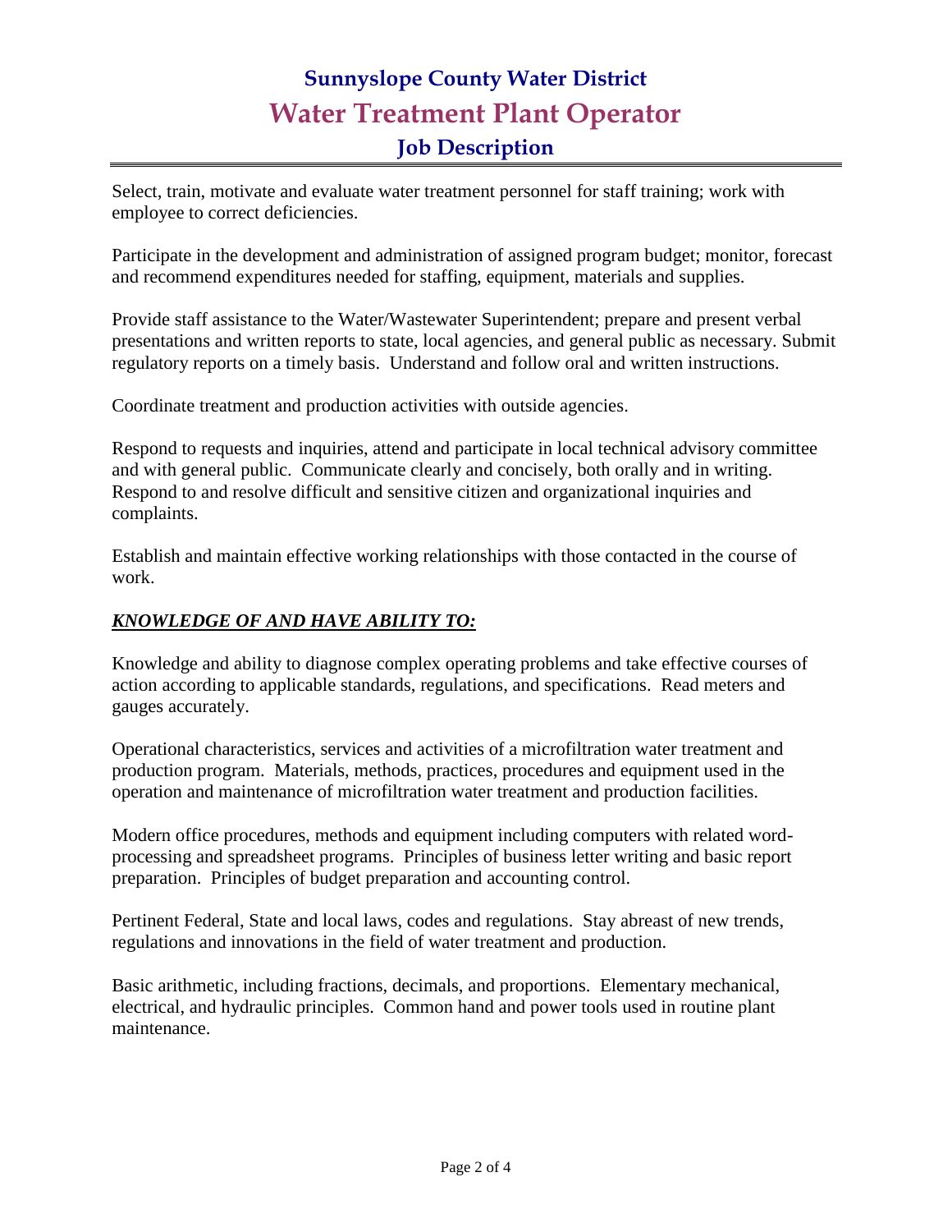# Sunnyslope County Water District

## Water Treatment Plant Operator

### Job Description

Select, train, motivate and evaluate water treatment personnel for staff training; work with employee to correct deficiencies.

Participate in the development and administration of assigned program budget; monitor, forecast and recommend expenditures needed for staffing, equipment, materials and supplies.

Provide staff assistance to the Water/Wastewater Superintendent; prepare and present verbal presentations and written reports to state, local agencies, and general public as necessary. Submit regulatory reports on a timely basis. Understand and follow oral and written instructions.

Coordinate treatment and production activities with outside agencies.

Respond to requests and inquiries, attend and participate in local technical advisory committee and with general public. Communicate clearly and concisely, both orally and in writing. Respond to and resolve difficult and sensitive citizen and organizational inquiries and complaints.

Establish and maintain effective working relationships with those contacted in the course of work.

***KNOWLEDGE OF AND HAVE ABILITY TO:***

Knowledge and ability to diagnose complex operating problems and take effective courses of action according to applicable standards, regulations, and specifications. Read meters and gauges accurately.

Operational characteristics, services and activities of a microfiltration water treatment and production program. Materials, methods, practices, procedures and equipment used in the operation and maintenance of microfiltration water treatment and production facilities.

Modern office procedures, methods and equipment including computers with related word-processing and spreadsheet programs. Principles of business letter writing and basic report preparation. Principles of budget preparation and accounting control.

Pertinent Federal, State and local laws, codes and regulations. Stay abreast of new trends, regulations and innovations in the field of water treatment and production.

Basic arithmetic, including fractions, decimals, and proportions. Elementary mechanical, electrical, and hydraulic principles. Common hand and power tools used in routine plant maintenance.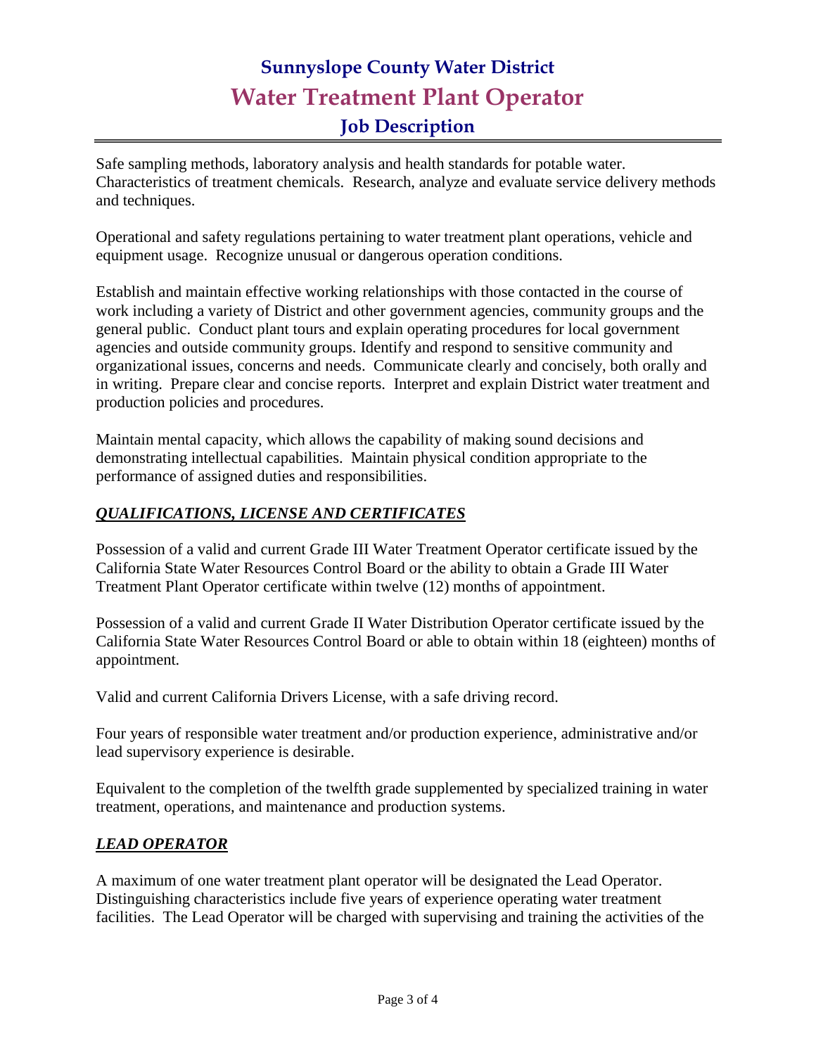Safe sampling methods, laboratory analysis and health standards for potable water. Characteristics of treatment chemicals. Research, analyze and evaluate service delivery methods and techniques.

Operational and safety regulations pertaining to water treatment plant operations, vehicle and equipment usage. Recognize unusual or dangerous operation conditions.

Establish and maintain effective working relationships with those contacted in the course of work including a variety of District and other government agencies, community groups and the general public. Conduct plant tours and explain operating procedures for local government agencies and outside community groups. Identify and respond to sensitive community and organizational issues, concerns and needs. Communicate clearly and concisely, both orally and in writing. Prepare clear and concise reports. Interpret and explain District water treatment and production policies and procedures.

Maintain mental capacity, which allows the capability of making sound decisions and demonstrating intellectual capabilities. Maintain physical condition appropriate to the performance of assigned duties and responsibilities.

## ***QUALIFICATIONS, LICENSE AND CERTIFICATES***

Possession of a valid and current Grade III Water Treatment Operator certificate issued by the California State Water Resources Control Board or the ability to obtain a Grade III Water Treatment Plant Operator certificate within twelve (12) months of appointment.

Possession of a valid and current Grade II Water Distribution Operator certificate issued by the California State Water Resources Control Board or able to obtain within 18 (eighteen) months of appointment.

Valid and current California Drivers License, with a safe driving record.

Four years of responsible water treatment and/or production experience, administrative and/or lead supervisory experience is desirable.

Equivalent to the completion of the twelfth grade supplemented by specialized training in water treatment, operations, and maintenance and production systems.

## ***LEAD OPERATOR***

A maximum of one water treatment plant operator will be designated the Lead Operator. Distinguishing characteristics include five years of experience operating water treatment facilities. The Lead Operator will be charged with supervising and training the activities of the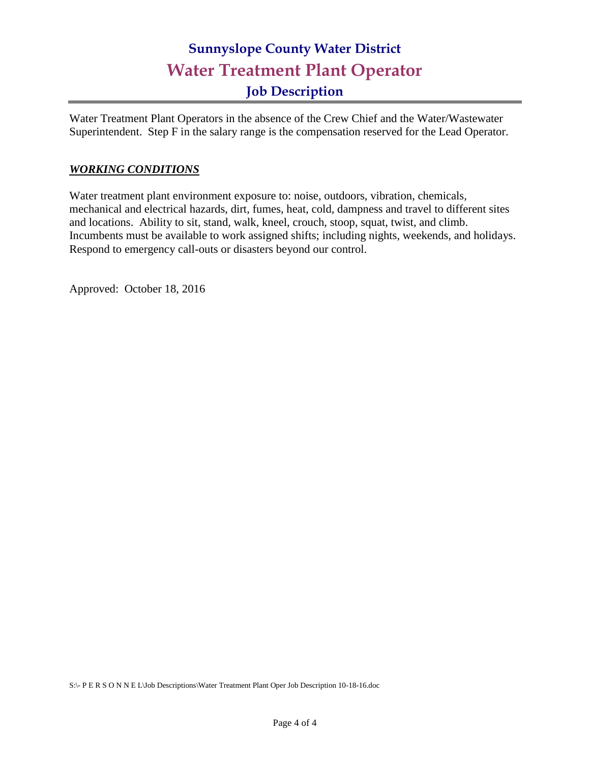# Sunnyslope County Water District

## Water Treatment Plant Operator

### Job Description

Water Treatment Plant Operators in the absence of the Crew Chief and the Water/Wastewater Superintendent. Step F in the salary range is the compensation reserved for the Lead Operator.

***WORKING CONDITIONS***

Water treatment plant environment exposure to: noise, outdoors, vibration, chemicals, mechanical and electrical hazards, dirt, fumes, heat, cold, dampness and travel to different sites and locations. Ability to sit, stand, walk, kneel, crouch, stoop, squat, twist, and climb. Incumbents must be available to work assigned shifts; including nights, weekends, and holidays. Respond to emergency call-outs or disasters beyond our control.

Approved: October 18, 2016

S:\- P E R S O N N E L\Job Descriptions\Water Treatment Plant Oper Job Description 10-18-16.doc